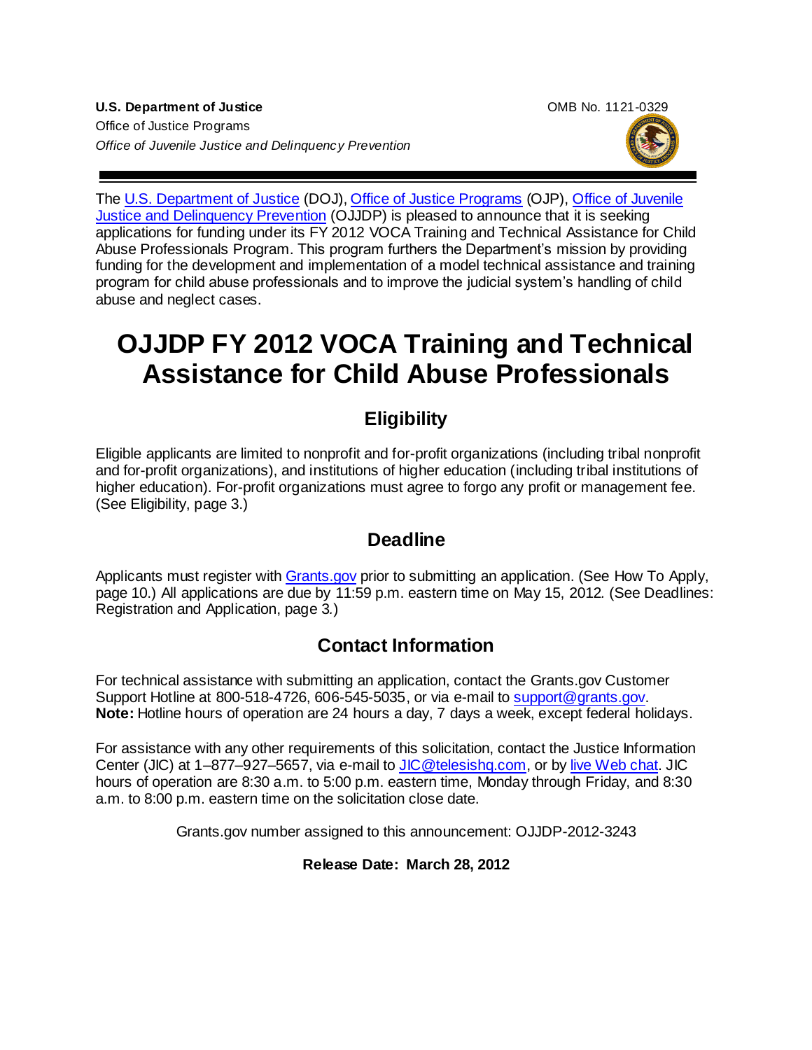**U.S. Department of Justice**
Office of Justice Programs
*Office of Juvenile Justice and Delinquency Prevention*

OMB No. 1121-0329

The U.S. Department of Justice (DOJ), Office of Justice Programs (OJP), Office of Juvenile Justice and Delinquency Prevention (OJJDP) is pleased to announce that it is seeking applications for funding under its FY 2012 VOCA Training and Technical Assistance for Child Abuse Professionals Program. This program furthers the Department's mission by providing funding for the development and implementation of a model technical assistance and training program for child abuse professionals and to improve the judicial system's handling of child abuse and neglect cases.

# OJJDP FY 2012 VOCA Training and Technical Assistance for Child Abuse Professionals

## Eligibility

Eligible applicants are limited to nonprofit and for-profit organizations (including tribal nonprofit and for-profit organizations), and institutions of higher education (including tribal institutions of higher education). For-profit organizations must agree to forgo any profit or management fee. (See Eligibility, page 3.)

## Deadline

Applicants must register with Grants.gov prior to submitting an application. (See How To Apply, page 10.) All applications are due by 11:59 p.m. eastern time on May 15, 2012. (See Deadlines: Registration and Application, page 3.)

## Contact Information

For technical assistance with submitting an application, contact the Grants.gov Customer Support Hotline at 800-518-4726, 606-545-5035, or via e-mail to support@grants.gov. **Note:** Hotline hours of operation are 24 hours a day, 7 days a week, except federal holidays.

For assistance with any other requirements of this solicitation, contact the Justice Information Center (JIC) at 1–877–927–5657, via e-mail to JIC@telesishq.com, or by live Web chat. JIC hours of operation are 8:30 a.m. to 5:00 p.m. eastern time, Monday through Friday, and 8:30 a.m. to 8:00 p.m. eastern time on the solicitation close date.

Grants.gov number assigned to this announcement: OJJDP-2012-3243

**Release Date: March 28, 2012**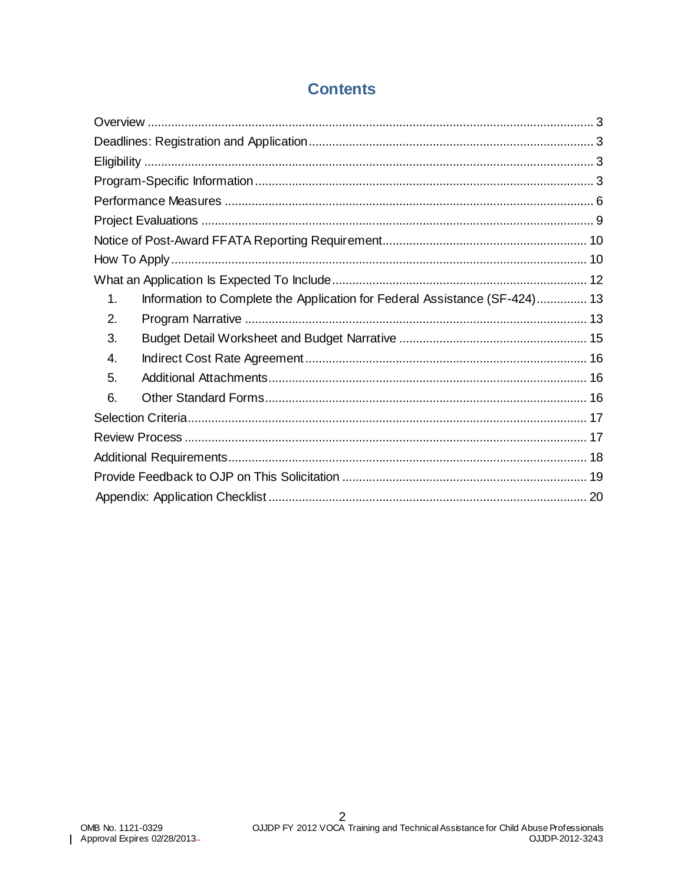# Contents

Overview ... 3

Deadlines: Registration and Application ... 3

Eligibility ... 3

Program-Specific Information ... 3

Performance Measures ... 6

Project Evaluations ... 9

Notice of Post-Award FFATA Reporting Requirement ... 10

How To Apply ... 10

What an Application Is Expected To Include ... 12

1. Information to Complete the Application for Federal Assistance (SF-424) ... 13
2. Program Narrative ... 13
3. Budget Detail Worksheet and Budget Narrative ... 15
4. Indirect Cost Rate Agreement ... 16
5. Additional Attachments ... 16
6. Other Standard Forms ... 16

Selection Criteria ... 17

Review Process ... 17

Additional Requirements ... 18

Provide Feedback to OJP on This Solicitation ... 19

Appendix: Application Checklist ... 20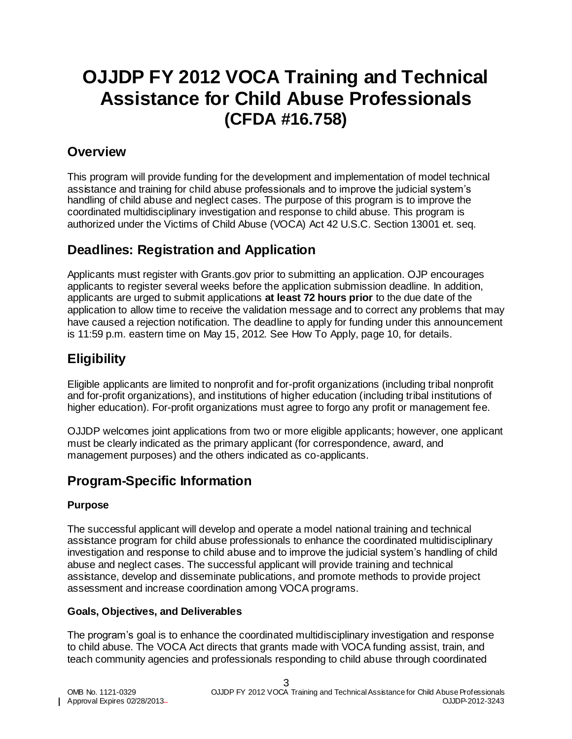# OJJDP FY 2012 VOCA Training and Technical Assistance for Child Abuse Professionals (CFDA #16.758)

## Overview

This program will provide funding for the development and implementation of model technical assistance and training for child abuse professionals and to improve the judicial system's handling of child abuse and neglect cases. The purpose of this program is to improve the coordinated multidisciplinary investigation and response to child abuse. This program is authorized under the Victims of Child Abuse (VOCA) Act 42 U.S.C. Section 13001 et. seq.

## Deadlines: Registration and Application

Applicants must register with Grants.gov prior to submitting an application. OJP encourages applicants to register several weeks before the application submission deadline. In addition, applicants are urged to submit applications **at least 72 hours prior** to the due date of the application to allow time to receive the validation message and to correct any problems that may have caused a rejection notification. The deadline to apply for funding under this announcement is 11:59 p.m. eastern time on May 15, 2012. See How To Apply, page 10, for details.

## Eligibility

Eligible applicants are limited to nonprofit and for-profit organizations (including tribal nonprofit and for-profit organizations), and institutions of higher education (including tribal institutions of higher education). For-profit organizations must agree to forgo any profit or management fee.

OJJDP welcomes joint applications from two or more eligible applicants; however, one applicant must be clearly indicated as the primary applicant (for correspondence, award, and management purposes) and the others indicated as co-applicants.

## Program-Specific Information

### Purpose

The successful applicant will develop and operate a model national training and technical assistance program for child abuse professionals to enhance the coordinated multidisciplinary investigation and response to child abuse and to improve the judicial system's handling of child abuse and neglect cases. The successful applicant will provide training and technical assistance, develop and disseminate publications, and promote methods to provide project assessment and increase coordination among VOCA programs.

### Goals, Objectives, and Deliverables

The program's goal is to enhance the coordinated multidisciplinary investigation and response to child abuse. The VOCA Act directs that grants made with VOCA funding assist, train, and teach community agencies and professionals responding to child abuse through coordinated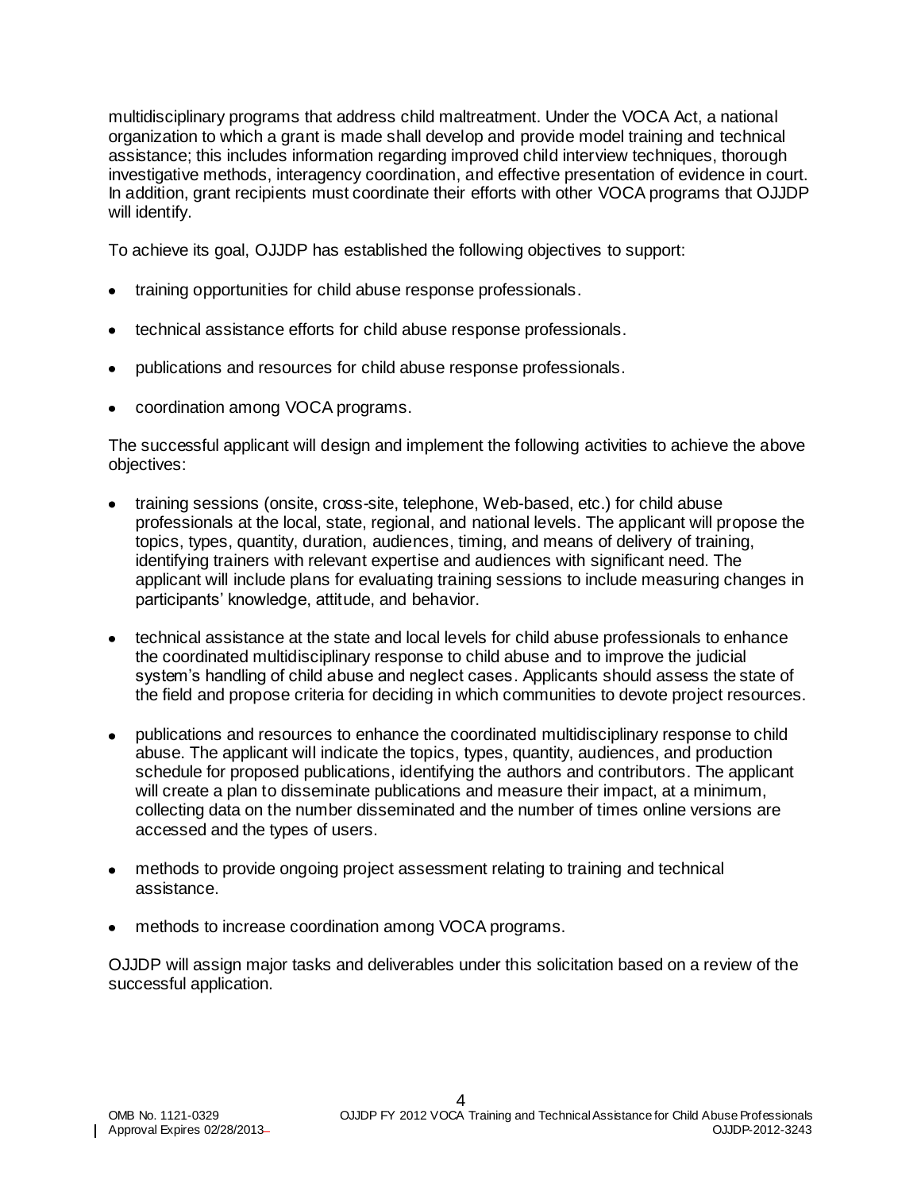multidisciplinary programs that address child maltreatment. Under the VOCA Act, a national organization to which a grant is made shall develop and provide model training and technical assistance; this includes information regarding improved child interview techniques, thorough investigative methods, interagency coordination, and effective presentation of evidence in court. In addition, grant recipients must coordinate their efforts with other VOCA programs that OJJDP will identify.

To achieve its goal, OJJDP has established the following objectives to support:

- training opportunities for child abuse response professionals.
- technical assistance efforts for child abuse response professionals.
- publications and resources for child abuse response professionals.
- coordination among VOCA programs.

The successful applicant will design and implement the following activities to achieve the above objectives:

- training sessions (onsite, cross-site, telephone, Web-based, etc.) for child abuse professionals at the local, state, regional, and national levels. The applicant will propose the topics, types, quantity, duration, audiences, timing, and means of delivery of training, identifying trainers with relevant expertise and audiences with significant need. The applicant will include plans for evaluating training sessions to include measuring changes in participants' knowledge, attitude, and behavior.
- technical assistance at the state and local levels for child abuse professionals to enhance the coordinated multidisciplinary response to child abuse and to improve the judicial system's handling of child abuse and neglect cases. Applicants should assess the state of the field and propose criteria for deciding in which communities to devote project resources.
- publications and resources to enhance the coordinated multidisciplinary response to child abuse. The applicant will indicate the topics, types, quantity, audiences, and production schedule for proposed publications, identifying the authors and contributors. The applicant will create a plan to disseminate publications and measure their impact, at a minimum, collecting data on the number disseminated and the number of times online versions are accessed and the types of users.
- methods to provide ongoing project assessment relating to training and technical assistance.
- methods to increase coordination among VOCA programs.

OJJDP will assign major tasks and deliverables under this solicitation based on a review of the successful application.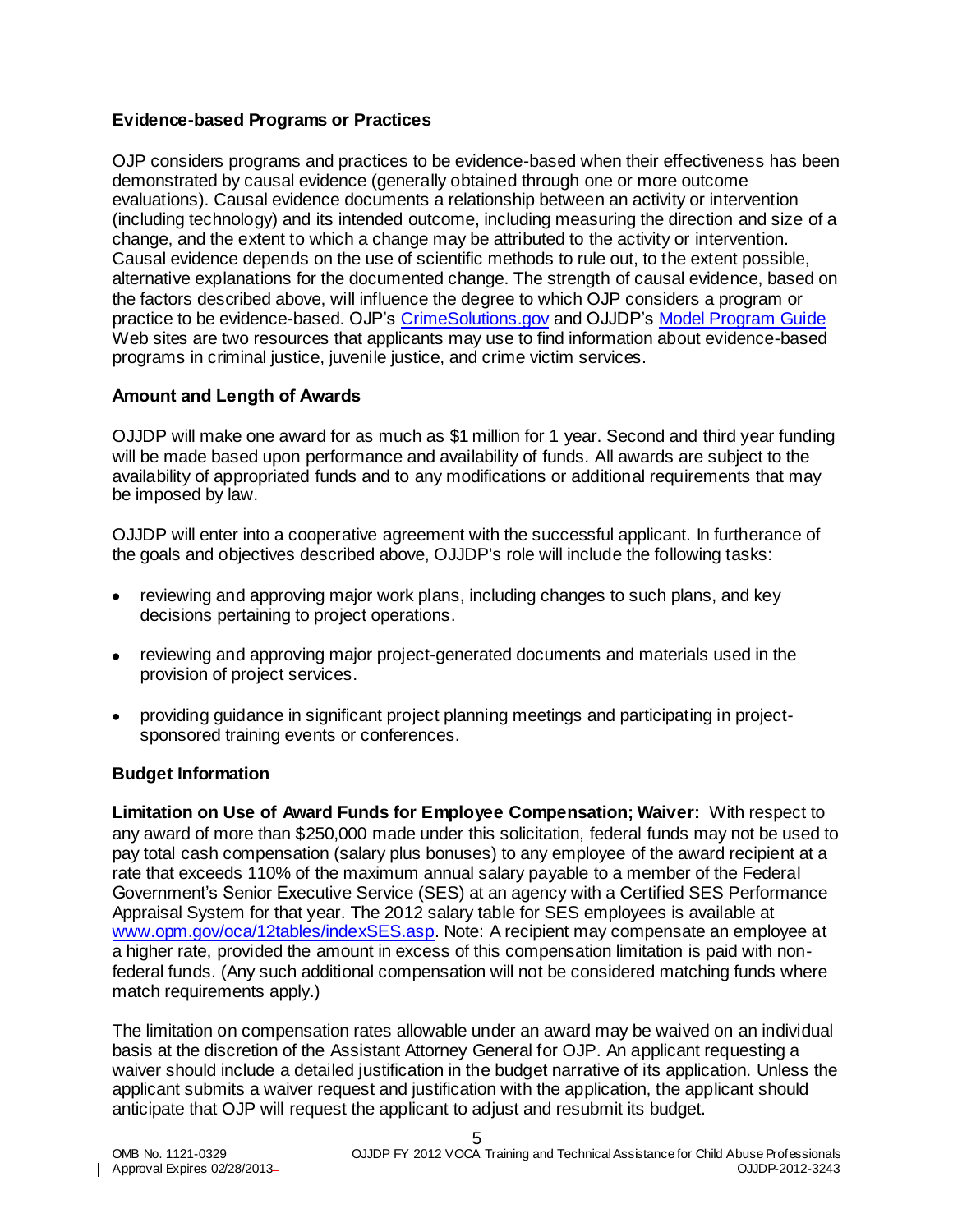### Evidence-based Programs or Practices

OJP considers programs and practices to be evidence-based when their effectiveness has been demonstrated by causal evidence (generally obtained through one or more outcome evaluations). Causal evidence documents a relationship between an activity or intervention (including technology) and its intended outcome, including measuring the direction and size of a change, and the extent to which a change may be attributed to the activity or intervention. Causal evidence depends on the use of scientific methods to rule out, to the extent possible, alternative explanations for the documented change. The strength of causal evidence, based on the factors described above, will influence the degree to which OJP considers a program or practice to be evidence-based. OJP's [CrimeSolutions.gov](CrimeSolutions.gov) and OJJDP's [Model Program Guide](Model Program Guide) Web sites are two resources that applicants may use to find information about evidence-based programs in criminal justice, juvenile justice, and crime victim services.

### Amount and Length of Awards

OJJDP will make one award for as much as $1 million for 1 year. Second and third year funding will be made based upon performance and availability of funds. All awards are subject to the availability of appropriated funds and to any modifications or additional requirements that may be imposed by law.

OJJDP will enter into a cooperative agreement with the successful applicant. In furtherance of the goals and objectives described above, OJJDP's role will include the following tasks:

- reviewing and approving major work plans, including changes to such plans, and key decisions pertaining to project operations.
- reviewing and approving major project-generated documents and materials used in the provision of project services.
- providing guidance in significant project planning meetings and participating in project-sponsored training events or conferences.

### Budget Information

**Limitation on Use of Award Funds for Employee Compensation; Waiver:** With respect to any award of more than $250,000 made under this solicitation, federal funds may not be used to pay total cash compensation (salary plus bonuses) to any employee of the award recipient at a rate that exceeds 110% of the maximum annual salary payable to a member of the Federal Government's Senior Executive Service (SES) at an agency with a Certified SES Performance Appraisal System for that year. The 2012 salary table for SES employees is available at [www.opm.gov/oca/12tables/indexSES.asp](www.opm.gov/oca/12tables/indexSES.asp). Note: A recipient may compensate an employee at a higher rate, provided the amount in excess of this compensation limitation is paid with non-federal funds. (Any such additional compensation will not be considered matching funds where match requirements apply.)

The limitation on compensation rates allowable under an award may be waived on an individual basis at the discretion of the Assistant Attorney General for OJP. An applicant requesting a waiver should include a detailed justification in the budget narrative of its application. Unless the applicant submits a waiver request and justification with the application, the applicant should anticipate that OJP will request the applicant to adjust and resubmit its budget.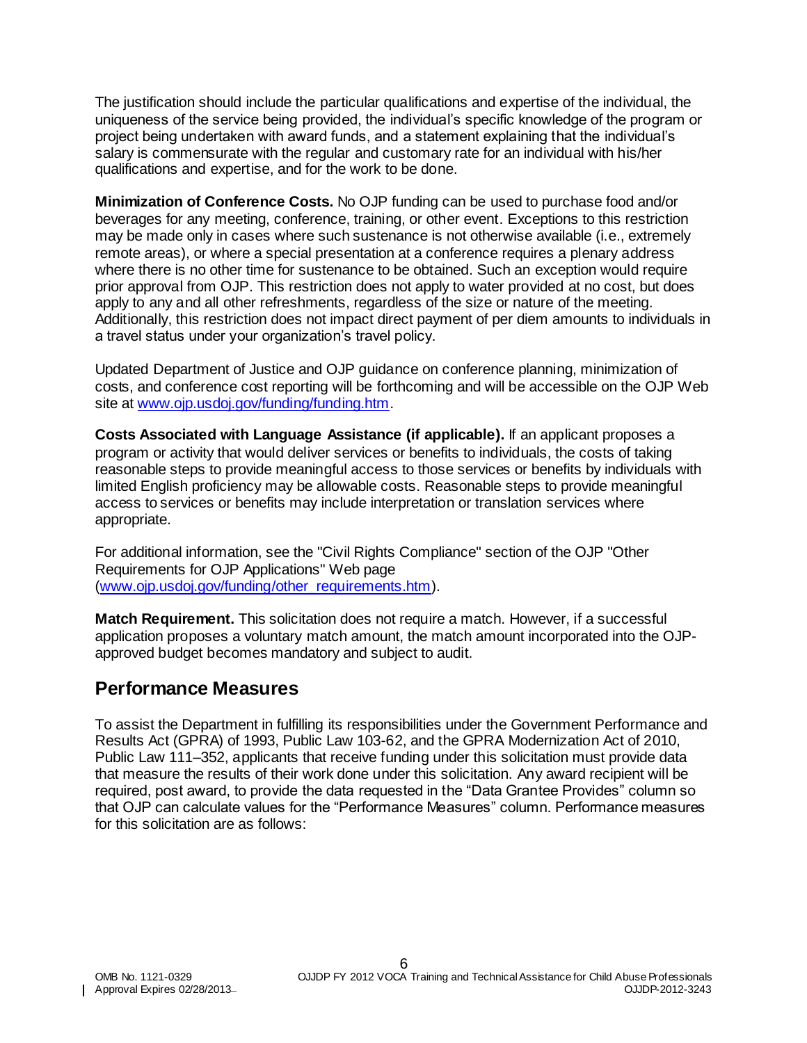The justification should include the particular qualifications and expertise of the individual, the uniqueness of the service being provided, the individual's specific knowledge of the program or project being undertaken with award funds, and a statement explaining that the individual's salary is commensurate with the regular and customary rate for an individual with his/her qualifications and expertise, and for the work to be done.

**Minimization of Conference Costs.** No OJP funding can be used to purchase food and/or beverages for any meeting, conference, training, or other event. Exceptions to this restriction may be made only in cases where such sustenance is not otherwise available (i.e., extremely remote areas), or where a special presentation at a conference requires a plenary address where there is no other time for sustenance to be obtained. Such an exception would require prior approval from OJP. This restriction does not apply to water provided at no cost, but does apply to any and all other refreshments, regardless of the size or nature of the meeting. Additionally, this restriction does not impact direct payment of per diem amounts to individuals in a travel status under your organization's travel policy.

Updated Department of Justice and OJP guidance on conference planning, minimization of costs, and conference cost reporting will be forthcoming and will be accessible on the OJP Web site at www.ojp.usdoj.gov/funding/funding.htm.

**Costs Associated with Language Assistance (if applicable).** If an applicant proposes a program or activity that would deliver services or benefits to individuals, the costs of taking reasonable steps to provide meaningful access to those services or benefits by individuals with limited English proficiency may be allowable costs. Reasonable steps to provide meaningful access to services or benefits may include interpretation or translation services where appropriate.

For additional information, see the "Civil Rights Compliance" section of the OJP "Other Requirements for OJP Applications" Web page (www.ojp.usdoj.gov/funding/other_requirements.htm).

**Match Requirement.** This solicitation does not require a match. However, if a successful application proposes a voluntary match amount, the match amount incorporated into the OJP-approved budget becomes mandatory and subject to audit.

## Performance Measures

To assist the Department in fulfilling its responsibilities under the Government Performance and Results Act (GPRA) of 1993, Public Law 103-62, and the GPRA Modernization Act of 2010, Public Law 111–352, applicants that receive funding under this solicitation must provide data that measure the results of their work done under this solicitation. Any award recipient will be required, post award, to provide the data requested in the "Data Grantee Provides" column so that OJP can calculate values for the "Performance Measures" column. Performance measures for this solicitation are as follows: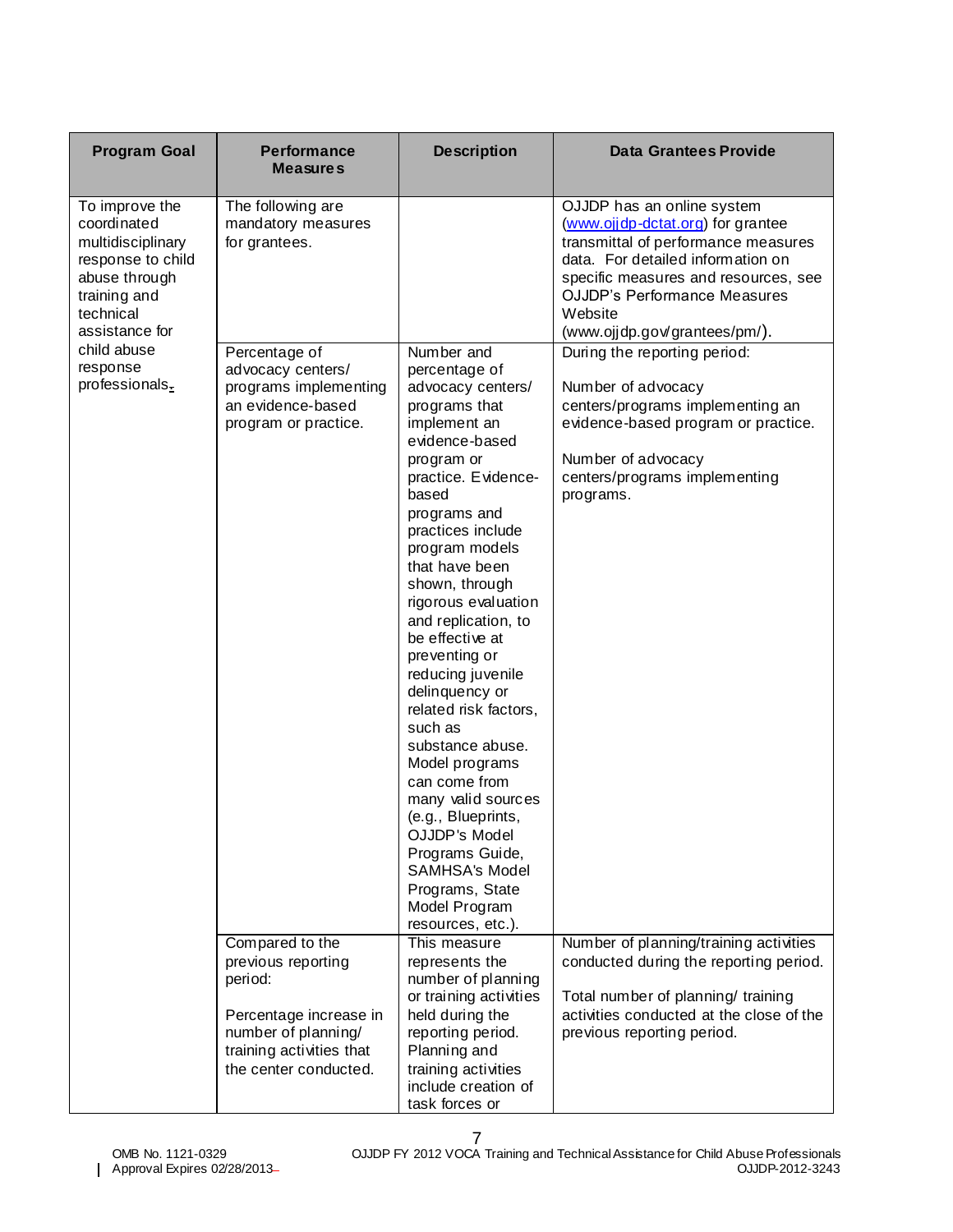| Program Goal | Performance Measures | Description | Data Grantees Provide |
|---|---|---|---|
| To improve the coordinated multidisciplinary response to child abuse through training and technical assistance for child abuse response professionals. | The following are mandatory measures for grantees. | | OJJDP has an online system (www.ojjdp-dctat.org) for grantee transmittal of performance measures data. For detailed information on specific measures and resources, see OJJDP's Performance Measures Website (www.ojjdp.gov/grantees/pm/). |
| | Percentage of advocacy centers/ programs implementing an evidence-based program or practice. | Number and percentage of advocacy centers/ programs that implement an evidence-based program or practice. Evidence-based programs and practices include program models that have been shown, through rigorous evaluation and replication, to be effective at preventing or reducing juvenile delinquency or related risk factors, such as substance abuse. Model programs can come from many valid sources (e.g., Blueprints, OJJDP's Model Programs Guide, SAMHSA's Model Programs, State Model Program resources, etc.). | During the reporting period:<br><br>Number of advocacy centers/programs implementing an evidence-based program or practice.<br><br>Number of advocacy centers/programs implementing programs. |
| | Compared to the previous reporting period:<br><br>Percentage increase in number of planning/ training activities that the center conducted. | This measure represents the number of planning or training activities held during the reporting period. Planning and training activities include creation of task forces or | Number of planning/training activities conducted during the reporting period.<br><br>Total number of planning/ training activities conducted at the close of the previous reporting period. |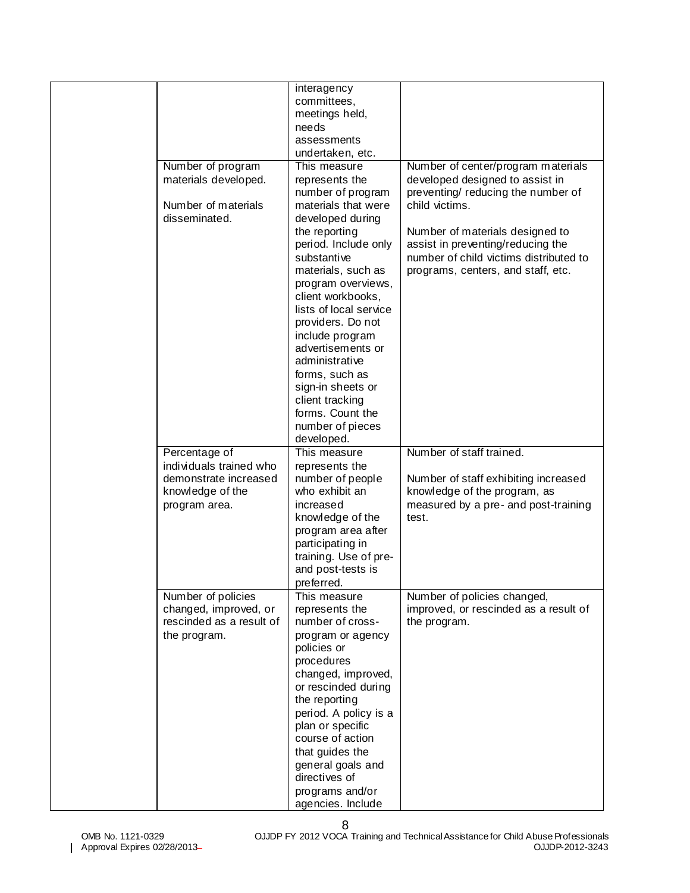| | | | |
|---|---|---|---|
| | | interagency committees, meetings held, needs assessments undertaken, etc. | |
| | Number of program materials developed.<br><br>Number of materials disseminated. | This measure represents the number of program materials that were developed during the reporting period. Include only substantive materials, such as program overviews, client workbooks, lists of local service providers. Do not include program advertisements or administrative forms, such as sign-in sheets or client tracking forms. Count the number of pieces developed. | Number of center/program materials developed designed to assist in preventing/ reducing the number of child victims.<br><br>Number of materials designed to assist in preventing/reducing the number of child victims distributed to programs, centers, and staff, etc. |
| | Percentage of individuals trained who demonstrate increased knowledge of the program area. | This measure represents the number of people who exhibit an increased knowledge of the program area after participating in training. Use of pre- and post-tests is preferred. | Number of staff trained.<br><br>Number of staff exhibiting increased knowledge of the program, as measured by a pre- and post-training test. |
| | Number of policies changed, improved, or rescinded as a result of the program. | This measure represents the number of cross-program or agency policies or procedures changed, improved, or rescinded during the reporting period. A policy is a plan or specific course of action that guides the general goals and directives of programs and/or agencies. Include | Number of policies changed, improved, or rescinded as a result of the program. |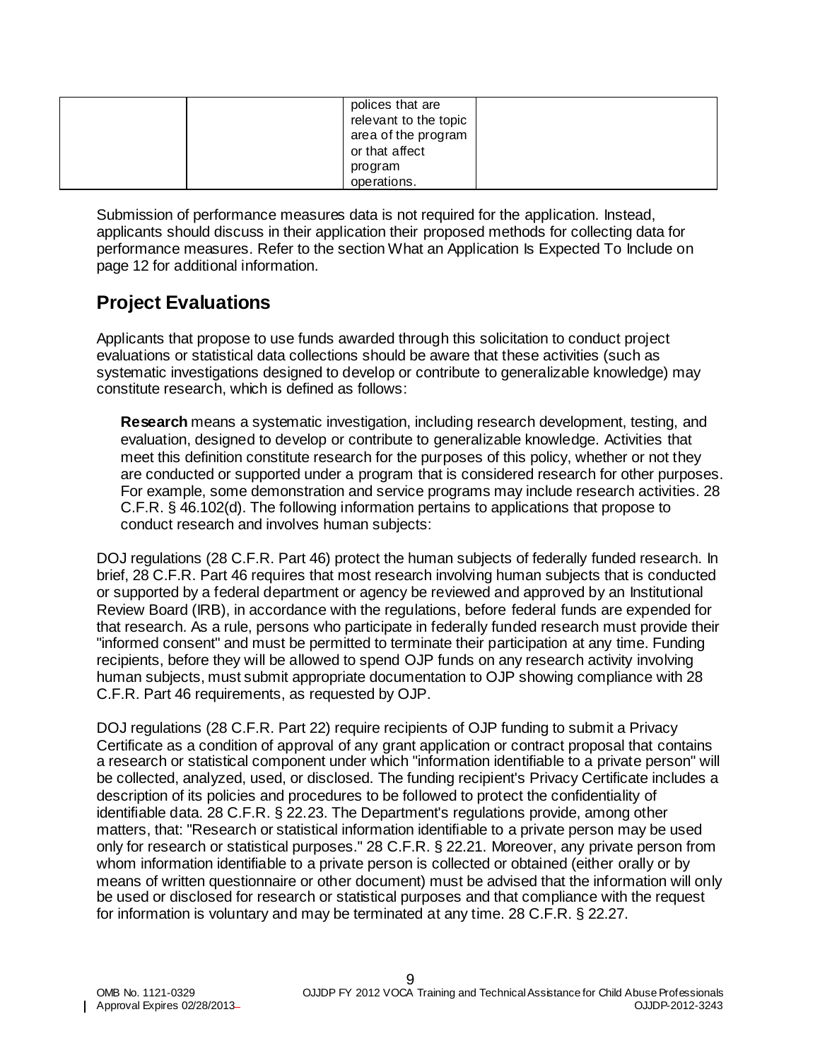| | | polices that are relevant to the topic area of the program or that affect program operations. | |
|---|---|---|---|

Submission of performance measures data is not required for the application. Instead, applicants should discuss in their application their proposed methods for collecting data for performance measures. Refer to the section What an Application Is Expected To Include on page 12 for additional information.

## Project Evaluations

Applicants that propose to use funds awarded through this solicitation to conduct project evaluations or statistical data collections should be aware that these activities (such as systematic investigations designed to develop or contribute to generalizable knowledge) may constitute research, which is defined as follows:

> **Research** means a systematic investigation, including research development, testing, and evaluation, designed to develop or contribute to generalizable knowledge. Activities that meet this definition constitute research for the purposes of this policy, whether or not they are conducted or supported under a program that is considered research for other purposes. For example, some demonstration and service programs may include research activities. 28 C.F.R. § 46.102(d). The following information pertains to applications that propose to conduct research and involves human subjects:

DOJ regulations (28 C.F.R. Part 46) protect the human subjects of federally funded research. In brief, 28 C.F.R. Part 46 requires that most research involving human subjects that is conducted or supported by a federal department or agency be reviewed and approved by an Institutional Review Board (IRB), in accordance with the regulations, before federal funds are expended for that research. As a rule, persons who participate in federally funded research must provide their "informed consent" and must be permitted to terminate their participation at any time. Funding recipients, before they will be allowed to spend OJP funds on any research activity involving human subjects, must submit appropriate documentation to OJP showing compliance with 28 C.F.R. Part 46 requirements, as requested by OJP.

DOJ regulations (28 C.F.R. Part 22) require recipients of OJP funding to submit a Privacy Certificate as a condition of approval of any grant application or contract proposal that contains a research or statistical component under which "information identifiable to a private person" will be collected, analyzed, used, or disclosed. The funding recipient's Privacy Certificate includes a description of its policies and procedures to be followed to protect the confidentiality of identifiable data. 28 C.F.R. § 22.23. The Department's regulations provide, among other matters, that: "Research or statistical information identifiable to a private person may be used only for research or statistical purposes." 28 C.F.R. § 22.21. Moreover, any private person from whom information identifiable to a private person is collected or obtained (either orally or by means of written questionnaire or other document) must be advised that the information will only be used or disclosed for research or statistical purposes and that compliance with the request for information is voluntary and may be terminated at any time. 28 C.F.R. § 22.27.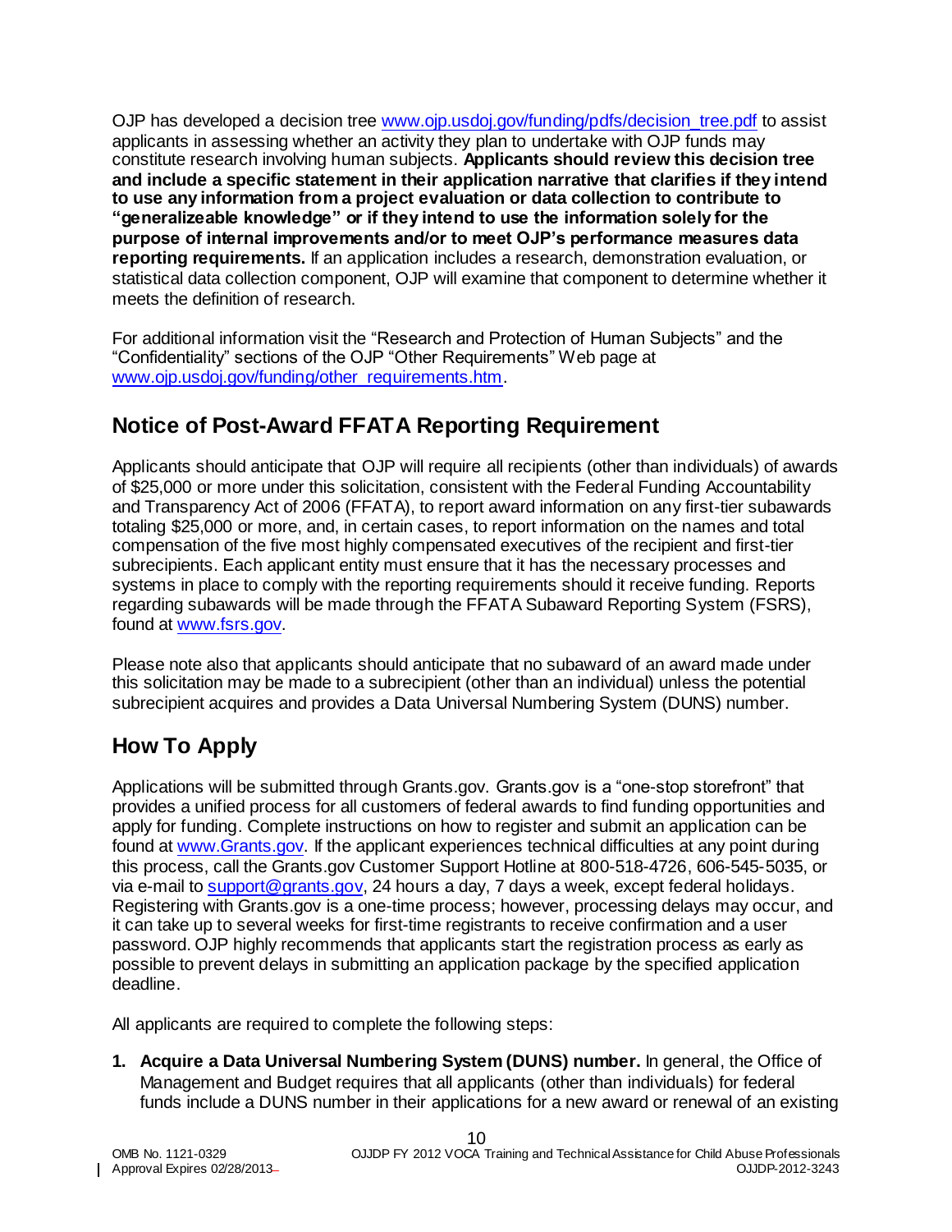OJP has developed a decision tree www.ojp.usdoj.gov/funding/pdfs/decision_tree.pdf to assist applicants in assessing whether an activity they plan to undertake with OJP funds may constitute research involving human subjects. **Applicants should review this decision tree and include a specific statement in their application narrative that clarifies if they intend to use any information from a project evaluation or data collection to contribute to "generalizeable knowledge" or if they intend to use the information solely for the purpose of internal improvements and/or to meet OJP's performance measures data reporting requirements.** If an application includes a research, demonstration evaluation, or statistical data collection component, OJP will examine that component to determine whether it meets the definition of research.

For additional information visit the "Research and Protection of Human Subjects" and the "Confidentiality" sections of the OJP "Other Requirements" Web page at www.ojp.usdoj.gov/funding/other_requirements.htm.

## Notice of Post-Award FFATA Reporting Requirement

Applicants should anticipate that OJP will require all recipients (other than individuals) of awards of $25,000 or more under this solicitation, consistent with the Federal Funding Accountability and Transparency Act of 2006 (FFATA), to report award information on any first-tier subawards totaling $25,000 or more, and, in certain cases, to report information on the names and total compensation of the five most highly compensated executives of the recipient and first-tier subrecipients. Each applicant entity must ensure that it has the necessary processes and systems in place to comply with the reporting requirements should it receive funding. Reports regarding subawards will be made through the FFATA Subaward Reporting System (FSRS), found at www.fsrs.gov.

Please note also that applicants should anticipate that no subaward of an award made under this solicitation may be made to a subrecipient (other than an individual) unless the potential subrecipient acquires and provides a Data Universal Numbering System (DUNS) number.

## How To Apply

Applications will be submitted through Grants.gov. Grants.gov is a "one-stop storefront" that provides a unified process for all customers of federal awards to find funding opportunities and apply for funding. Complete instructions on how to register and submit an application can be found at www.Grants.gov. If the applicant experiences technical difficulties at any point during this process, call the Grants.gov Customer Support Hotline at 800-518-4726, 606-545-5035, or via e-mail to support@grants.gov, 24 hours a day, 7 days a week, except federal holidays. Registering with Grants.gov is a one-time process; however, processing delays may occur, and it can take up to several weeks for first-time registrants to receive confirmation and a user password. OJP highly recommends that applicants start the registration process as early as possible to prevent delays in submitting an application package by the specified application deadline.

All applicants are required to complete the following steps:

1. **Acquire a Data Universal Numbering System (DUNS) number.** In general, the Office of Management and Budget requires that all applicants (other than individuals) for federal funds include a DUNS number in their applications for a new award or renewal of an existing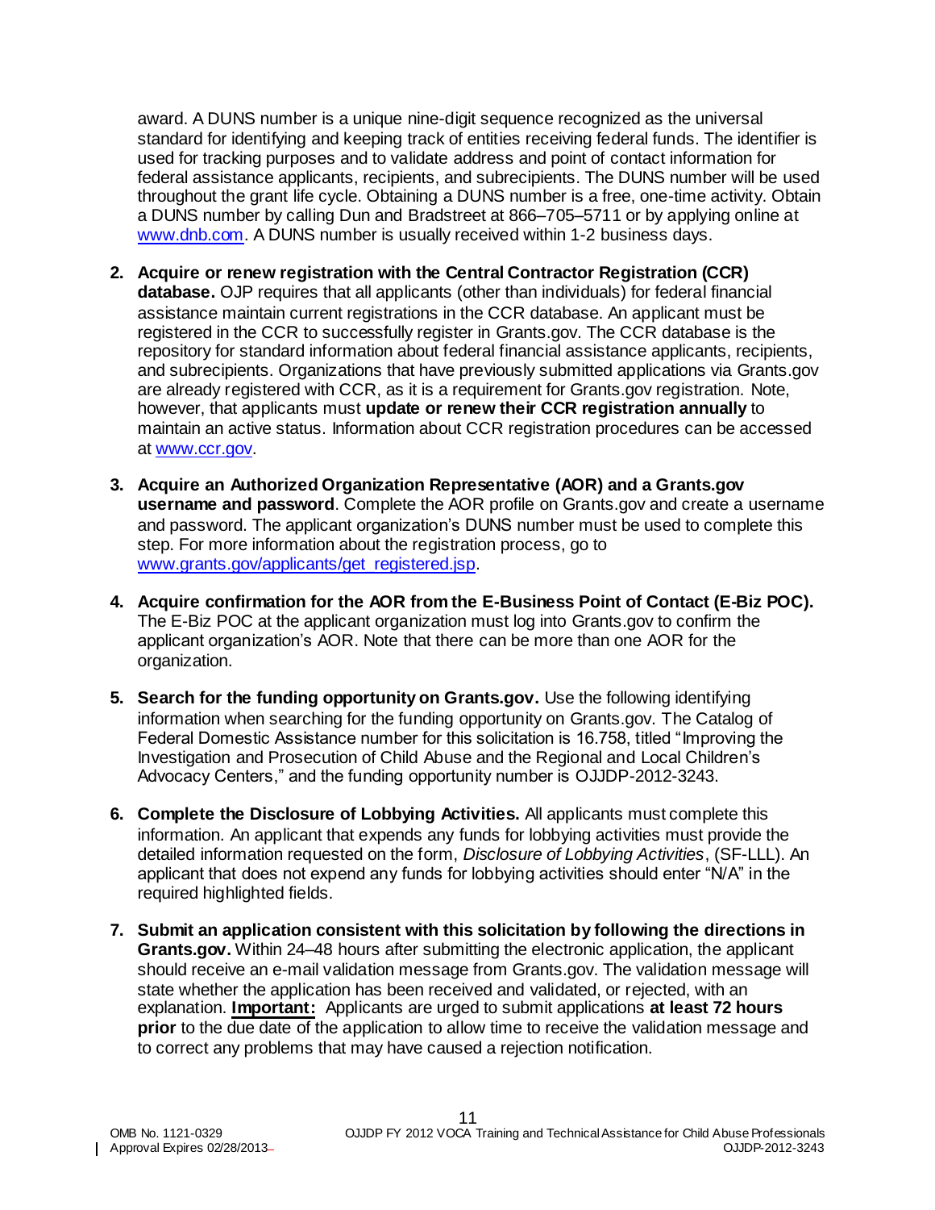award. A DUNS number is a unique nine-digit sequence recognized as the universal standard for identifying and keeping track of entities receiving federal funds. The identifier is used for tracking purposes and to validate address and point of contact information for federal assistance applicants, recipients, and subrecipients. The DUNS number will be used throughout the grant life cycle. Obtaining a DUNS number is a free, one-time activity. Obtain a DUNS number by calling Dun and Bradstreet at 866–705–5711 or by applying online at [www.dnb.com](http://www.dnb.com). A DUNS number is usually received within 1-2 business days.

2. **Acquire or renew registration with the Central Contractor Registration (CCR) database.** OJP requires that all applicants (other than individuals) for federal financial assistance maintain current registrations in the CCR database. An applicant must be registered in the CCR to successfully register in Grants.gov. The CCR database is the repository for standard information about federal financial assistance applicants, recipients, and subrecipients. Organizations that have previously submitted applications via Grants.gov are already registered with CCR, as it is a requirement for Grants.gov registration. Note, however, that applicants must **update or renew their CCR registration annually** to maintain an active status. Information about CCR registration procedures can be accessed at [www.ccr.gov](http://www.ccr.gov).

3. **Acquire an Authorized Organization Representative (AOR) and a Grants.gov username and password**. Complete the AOR profile on Grants.gov and create a username and password. The applicant organization's DUNS number must be used to complete this step. For more information about the registration process, go to [www.grants.gov/applicants/get_registered.jsp](http://www.grants.gov/applicants/get_registered.jsp).

4. **Acquire confirmation for the AOR from the E-Business Point of Contact (E-Biz POC).** The E-Biz POC at the applicant organization must log into Grants.gov to confirm the applicant organization's AOR. Note that there can be more than one AOR for the organization.

5. **Search for the funding opportunity on Grants.gov.** Use the following identifying information when searching for the funding opportunity on Grants.gov. The Catalog of Federal Domestic Assistance number for this solicitation is 16.758, titled "Improving the Investigation and Prosecution of Child Abuse and the Regional and Local Children's Advocacy Centers," and the funding opportunity number is OJJDP-2012-3243.

6. **Complete the Disclosure of Lobbying Activities.** All applicants must complete this information. An applicant that expends any funds for lobbying activities must provide the detailed information requested on the form, *Disclosure of Lobbying Activities*, (SF-LLL). An applicant that does not expend any funds for lobbying activities should enter "N/A" in the required highlighted fields.

7. **Submit an application consistent with this solicitation by following the directions in Grants.gov.** Within 24–48 hours after submitting the electronic application, the applicant should receive an e-mail validation message from Grants.gov. The validation message will state whether the application has been received and validated, or rejected, with an explanation. **Important:** Applicants are urged to submit applications **at least 72 hours prior** to the due date of the application to allow time to receive the validation message and to correct any problems that may have caused a rejection notification.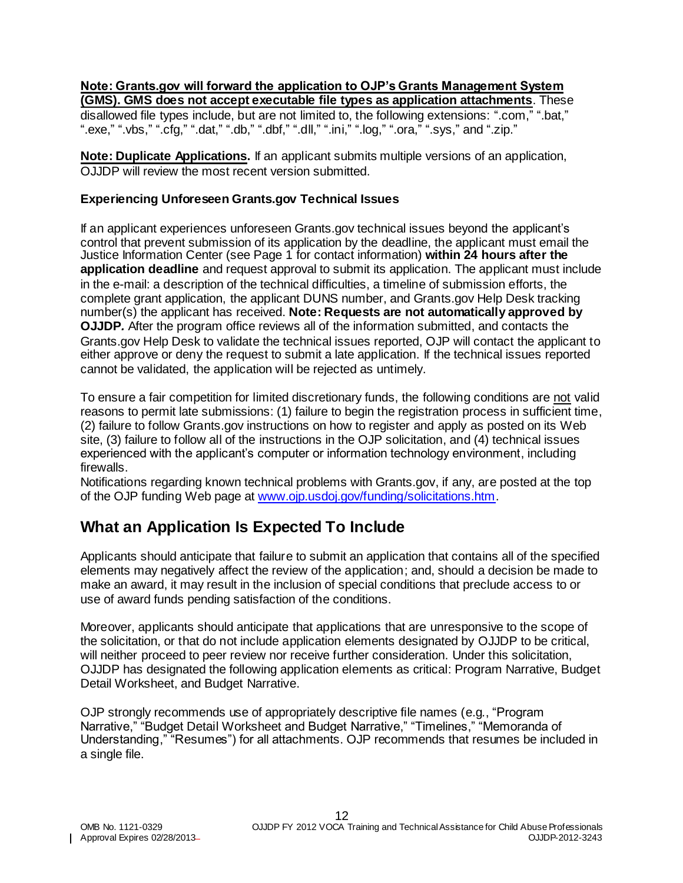**Note: Grants.gov will forward the application to OJP's Grants Management System (GMS). GMS does not accept executable file types as application attachments**. These disallowed file types include, but are not limited to, the following extensions: ".com," ".bat," ".exe," ".vbs," ".cfg," ".dat," ".db," ".dbf," ".dll," ".ini," ".log," ".ora," ".sys," and ".zip."

**Note: Duplicate Applications.** If an applicant submits multiple versions of an application, OJJDP will review the most recent version submitted.

### Experiencing Unforeseen Grants.gov Technical Issues

If an applicant experiences unforeseen Grants.gov technical issues beyond the applicant's control that prevent submission of its application by the deadline, the applicant must email the Justice Information Center (see Page 1 for contact information) **within 24 hours after the application deadline** and request approval to submit its application. The applicant must include in the e-mail: a description of the technical difficulties, a timeline of submission efforts, the complete grant application, the applicant DUNS number, and Grants.gov Help Desk tracking number(s) the applicant has received. **Note: Requests are not automatically approved by OJJDP.** After the program office reviews all of the information submitted, and contacts the Grants.gov Help Desk to validate the technical issues reported, OJP will contact the applicant to either approve or deny the request to submit a late application. If the technical issues reported cannot be validated, the application will be rejected as untimely.

To ensure a fair competition for limited discretionary funds, the following conditions are not valid reasons to permit late submissions: (1) failure to begin the registration process in sufficient time, (2) failure to follow Grants.gov instructions on how to register and apply as posted on its Web site, (3) failure to follow all of the instructions in the OJP solicitation, and (4) technical issues experienced with the applicant's computer or information technology environment, including firewalls.

Notifications regarding known technical problems with Grants.gov, if any, are posted at the top of the OJP funding Web page at [www.ojp.usdoj.gov/funding/solicitations.htm](http://www.ojp.usdoj.gov/funding/solicitations.htm).

## What an Application Is Expected To Include

Applicants should anticipate that failure to submit an application that contains all of the specified elements may negatively affect the review of the application; and, should a decision be made to make an award, it may result in the inclusion of special conditions that preclude access to or use of award funds pending satisfaction of the conditions.

Moreover, applicants should anticipate that applications that are unresponsive to the scope of the solicitation, or that do not include application elements designated by OJJDP to be critical, will neither proceed to peer review nor receive further consideration. Under this solicitation, OJJDP has designated the following application elements as critical: Program Narrative, Budget Detail Worksheet, and Budget Narrative.

OJP strongly recommends use of appropriately descriptive file names (e.g., "Program Narrative," "Budget Detail Worksheet and Budget Narrative," "Timelines," "Memoranda of Understanding," "Resumes") for all attachments. OJP recommends that resumes be included in a single file.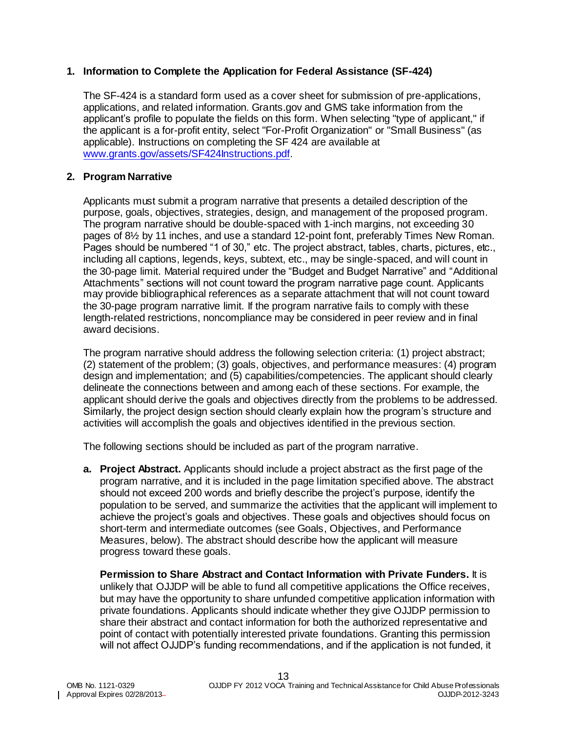## 1. Information to Complete the Application for Federal Assistance (SF-424)

The SF-424 is a standard form used as a cover sheet for submission of pre-applications, applications, and related information. Grants.gov and GMS take information from the applicant's profile to populate the fields on this form. When selecting "type of applicant," if the applicant is a for-profit entity, select "For-Profit Organization" or "Small Business" (as applicable). Instructions on completing the SF 424 are available at www.grants.gov/assets/SF424Instructions.pdf.

## 2. Program Narrative

Applicants must submit a program narrative that presents a detailed description of the purpose, goals, objectives, strategies, design, and management of the proposed program. The program narrative should be double-spaced with 1-inch margins, not exceeding 30 pages of 8½ by 11 inches, and use a standard 12-point font, preferably Times New Roman. Pages should be numbered "1 of 30," etc. The project abstract, tables, charts, pictures, etc., including all captions, legends, keys, subtext, etc., may be single-spaced, and will count in the 30-page limit. Material required under the "Budget and Budget Narrative" and "Additional Attachments" sections will not count toward the program narrative page count. Applicants may provide bibliographical references as a separate attachment that will not count toward the 30-page program narrative limit. If the program narrative fails to comply with these length-related restrictions, noncompliance may be considered in peer review and in final award decisions.

The program narrative should address the following selection criteria: (1) project abstract; (2) statement of the problem; (3) goals, objectives, and performance measures: (4) program design and implementation; and (5) capabilities/competencies. The applicant should clearly delineate the connections between and among each of these sections. For example, the applicant should derive the goals and objectives directly from the problems to be addressed. Similarly, the project design section should clearly explain how the program's structure and activities will accomplish the goals and objectives identified in the previous section.

The following sections should be included as part of the program narrative.

**a. Project Abstract.** Applicants should include a project abstract as the first page of the program narrative, and it is included in the page limitation specified above. The abstract should not exceed 200 words and briefly describe the project's purpose, identify the population to be served, and summarize the activities that the applicant will implement to achieve the project's goals and objectives. These goals and objectives should focus on short-term and intermediate outcomes (see Goals, Objectives, and Performance Measures, below). The abstract should describe how the applicant will measure progress toward these goals.

**Permission to Share Abstract and Contact Information with Private Funders.** It is unlikely that OJJDP will be able to fund all competitive applications the Office receives, but may have the opportunity to share unfunded competitive application information with private foundations. Applicants should indicate whether they give OJJDP permission to share their abstract and contact information for both the authorized representative and point of contact with potentially interested private foundations. Granting this permission will not affect OJJDP's funding recommendations, and if the application is not funded, it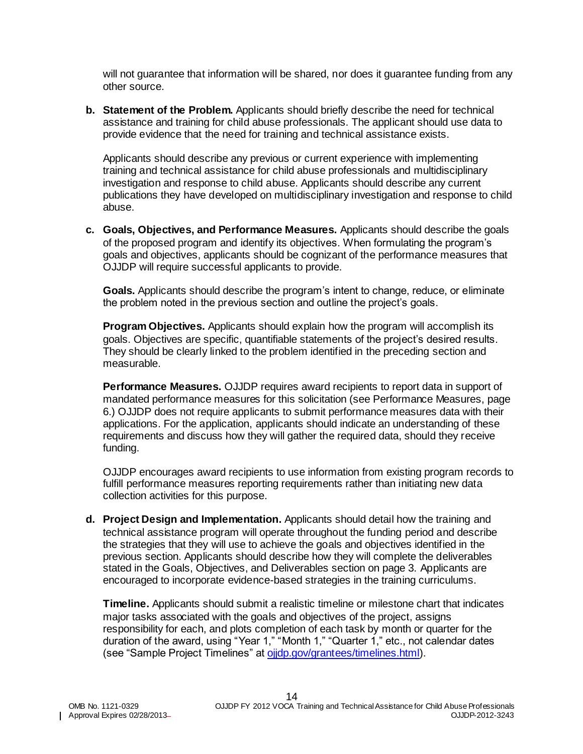will not guarantee that information will be shared, nor does it guarantee funding from any other source.

**b. Statement of the Problem.** Applicants should briefly describe the need for technical assistance and training for child abuse professionals. The applicant should use data to provide evidence that the need for training and technical assistance exists.

Applicants should describe any previous or current experience with implementing training and technical assistance for child abuse professionals and multidisciplinary investigation and response to child abuse. Applicants should describe any current publications they have developed on multidisciplinary investigation and response to child abuse.

**c. Goals, Objectives, and Performance Measures.** Applicants should describe the goals of the proposed program and identify its objectives. When formulating the program's goals and objectives, applicants should be cognizant of the performance measures that OJJDP will require successful applicants to provide.

**Goals.** Applicants should describe the program's intent to change, reduce, or eliminate the problem noted in the previous section and outline the project's goals.

**Program Objectives.** Applicants should explain how the program will accomplish its goals. Objectives are specific, quantifiable statements of the project's desired results. They should be clearly linked to the problem identified in the preceding section and measurable.

**Performance Measures.** OJJDP requires award recipients to report data in support of mandated performance measures for this solicitation (see Performance Measures, page 6.) OJJDP does not require applicants to submit performance measures data with their applications. For the application, applicants should indicate an understanding of these requirements and discuss how they will gather the required data, should they receive funding.

OJJDP encourages award recipients to use information from existing program records to fulfill performance measures reporting requirements rather than initiating new data collection activities for this purpose.

**d. Project Design and Implementation.** Applicants should detail how the training and technical assistance program will operate throughout the funding period and describe the strategies that they will use to achieve the goals and objectives identified in the previous section. Applicants should describe how they will complete the deliverables stated in the Goals, Objectives, and Deliverables section on page 3. Applicants are encouraged to incorporate evidence-based strategies in the training curriculums.

**Timeline.** Applicants should submit a realistic timeline or milestone chart that indicates major tasks associated with the goals and objectives of the project, assigns responsibility for each, and plots completion of each task by month or quarter for the duration of the award, using "Year 1," "Month 1," "Quarter 1," etc., not calendar dates (see "Sample Project Timelines" at [ojjdp.gov/grantees/timelines.html](ojjdp.gov/grantees/timelines.html)).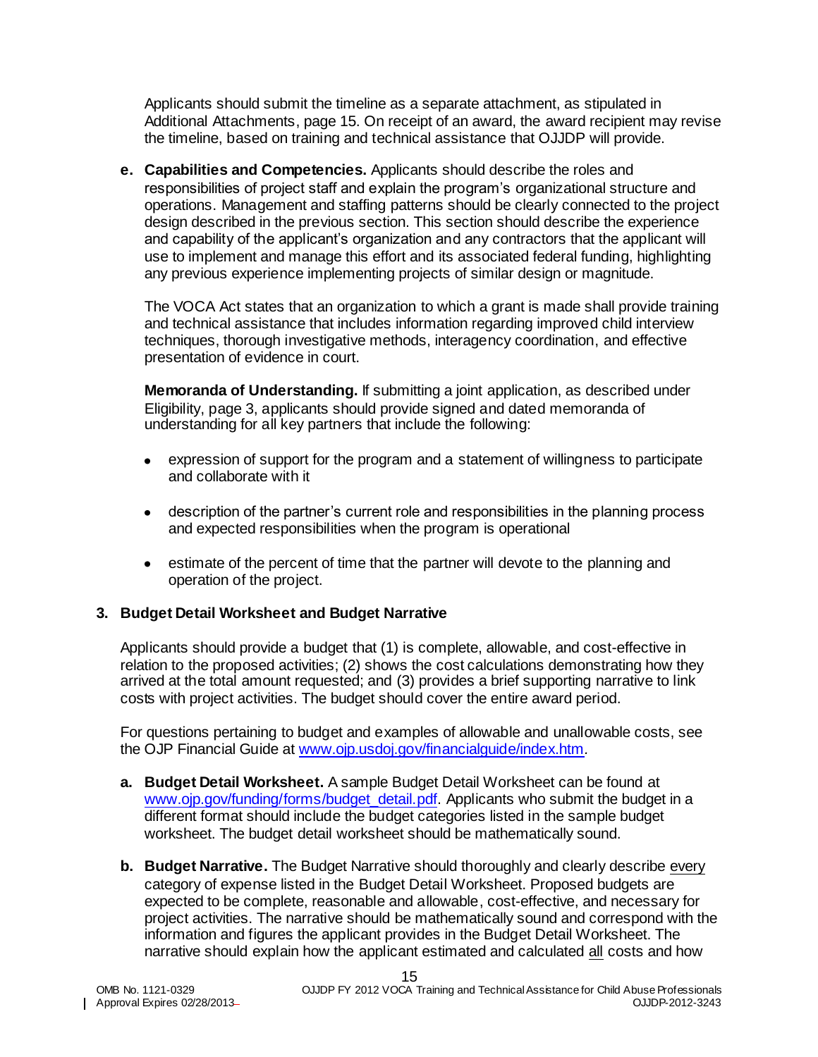Applicants should submit the timeline as a separate attachment, as stipulated in Additional Attachments, page 15. On receipt of an award, the award recipient may revise the timeline, based on training and technical assistance that OJJDP will provide.

**e. Capabilities and Competencies.** Applicants should describe the roles and responsibilities of project staff and explain the program's organizational structure and operations. Management and staffing patterns should be clearly connected to the project design described in the previous section. This section should describe the experience and capability of the applicant's organization and any contractors that the applicant will use to implement and manage this effort and its associated federal funding, highlighting any previous experience implementing projects of similar design or magnitude.

The VOCA Act states that an organization to which a grant is made shall provide training and technical assistance that includes information regarding improved child interview techniques, thorough investigative methods, interagency coordination, and effective presentation of evidence in court.

**Memoranda of Understanding.** If submitting a joint application, as described under Eligibility, page 3, applicants should provide signed and dated memoranda of understanding for all key partners that include the following:

- expression of support for the program and a statement of willingness to participate and collaborate with it
- description of the partner's current role and responsibilities in the planning process and expected responsibilities when the program is operational
- estimate of the percent of time that the partner will devote to the planning and operation of the project.

## 3. Budget Detail Worksheet and Budget Narrative

Applicants should provide a budget that (1) is complete, allowable, and cost-effective in relation to the proposed activities; (2) shows the cost calculations demonstrating how they arrived at the total amount requested; and (3) provides a brief supporting narrative to link costs with project activities. The budget should cover the entire award period.

For questions pertaining to budget and examples of allowable and unallowable costs, see the OJP Financial Guide at www.ojp.usdoj.gov/financialguide/index.htm.

**a. Budget Detail Worksheet.** A sample Budget Detail Worksheet can be found at www.ojp.gov/funding/forms/budget_detail.pdf. Applicants who submit the budget in a different format should include the budget categories listed in the sample budget worksheet. The budget detail worksheet should be mathematically sound.

**b. Budget Narrative.** The Budget Narrative should thoroughly and clearly describe every category of expense listed in the Budget Detail Worksheet. Proposed budgets are expected to be complete, reasonable and allowable, cost-effective, and necessary for project activities. The narrative should be mathematically sound and correspond with the information and figures the applicant provides in the Budget Detail Worksheet. The narrative should explain how the applicant estimated and calculated all costs and how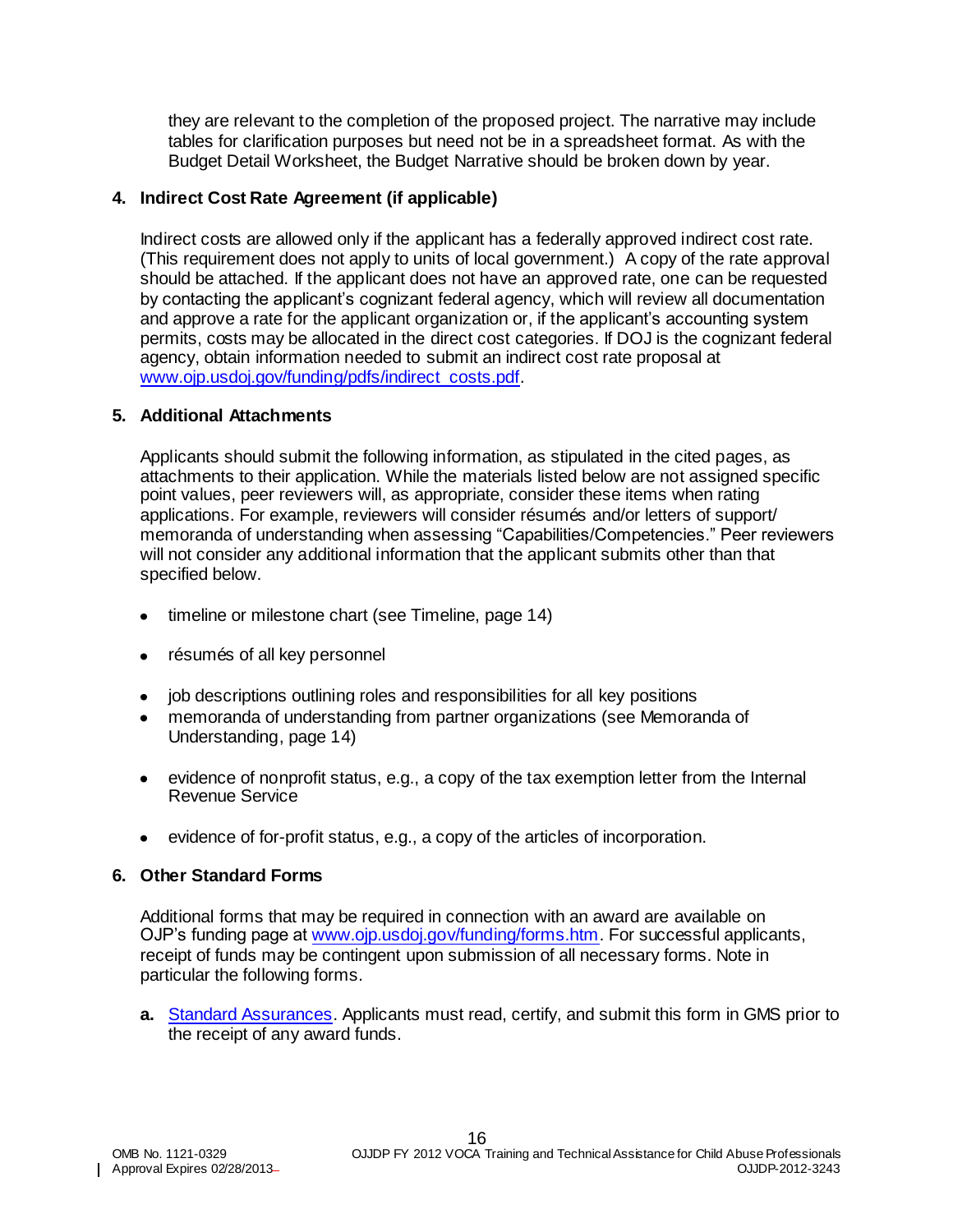they are relevant to the completion of the proposed project. The narrative may include tables for clarification purposes but need not be in a spreadsheet format. As with the Budget Detail Worksheet, the Budget Narrative should be broken down by year.

**4. Indirect Cost Rate Agreement (if applicable)**

Indirect costs are allowed only if the applicant has a federally approved indirect cost rate. (This requirement does not apply to units of local government.) A copy of the rate approval should be attached. If the applicant does not have an approved rate, one can be requested by contacting the applicant's cognizant federal agency, which will review all documentation and approve a rate for the applicant organization or, if the applicant's accounting system permits, costs may be allocated in the direct cost categories. If DOJ is the cognizant federal agency, obtain information needed to submit an indirect cost rate proposal at [www.ojp.usdoj.gov/funding/pdfs/indirect_costs.pdf](www.ojp.usdoj.gov/funding/pdfs/indirect_costs.pdf).

**5. Additional Attachments**

Applicants should submit the following information, as stipulated in the cited pages, as attachments to their application. While the materials listed below are not assigned specific point values, peer reviewers will, as appropriate, consider these items when rating applications. For example, reviewers will consider résumés and/or letters of support/ memoranda of understanding when assessing "Capabilities/Competencies." Peer reviewers will not consider any additional information that the applicant submits other than that specified below.

- timeline or milestone chart (see Timeline, page 14)
- résumés of all key personnel
- job descriptions outlining roles and responsibilities for all key positions
- memoranda of understanding from partner organizations (see Memoranda of Understanding, page 14)
- evidence of nonprofit status, e.g., a copy of the tax exemption letter from the Internal Revenue Service
- evidence of for-profit status, e.g., a copy of the articles of incorporation.

**6. Other Standard Forms**

Additional forms that may be required in connection with an award are available on OJP's funding page at [www.ojp.usdoj.gov/funding/forms.htm](www.ojp.usdoj.gov/funding/forms.htm). For successful applicants, receipt of funds may be contingent upon submission of all necessary forms. Note in particular the following forms.

**a.** Standard Assurances. Applicants must read, certify, and submit this form in GMS prior to the receipt of any award funds.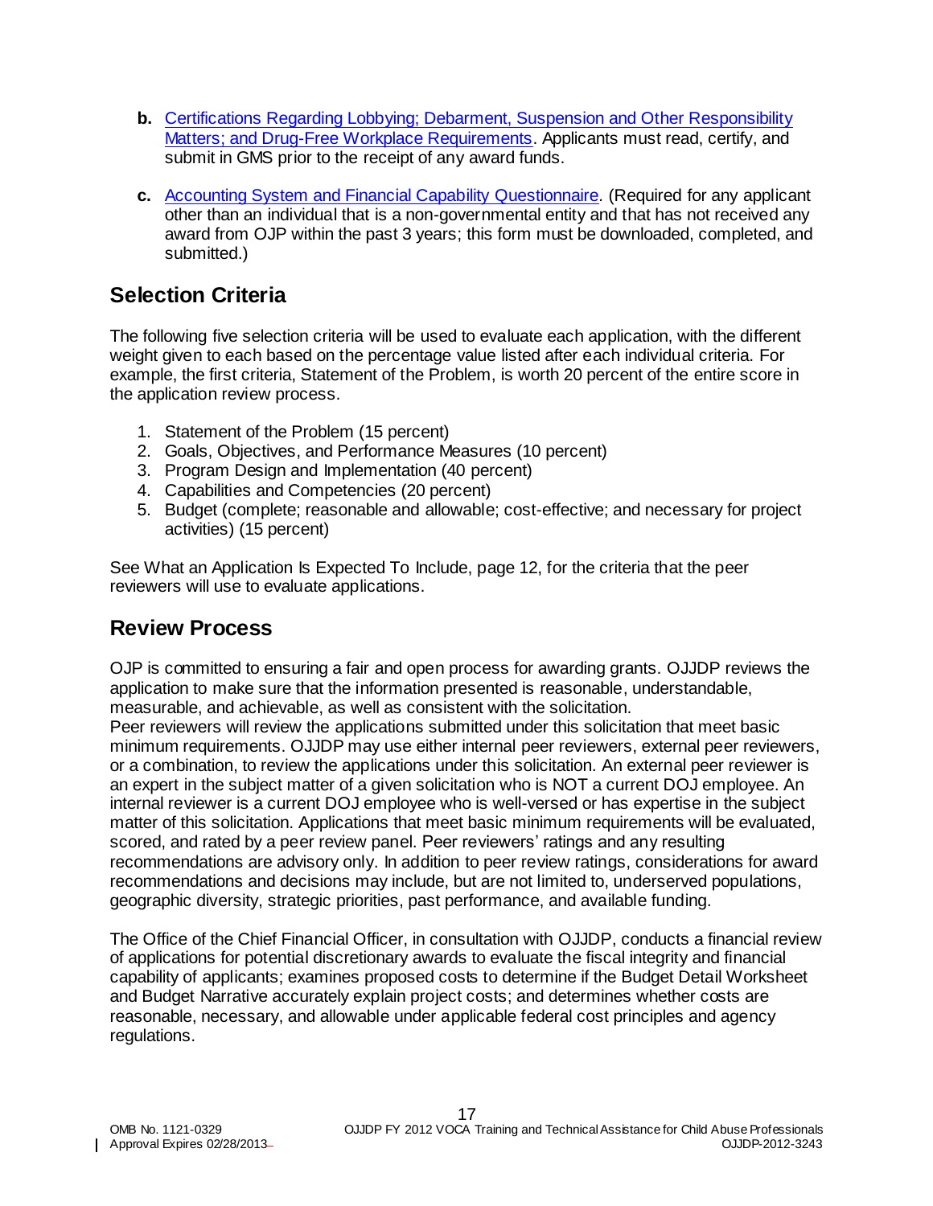b. Certifications Regarding Lobbying; Debarment, Suspension and Other Responsibility Matters; and Drug-Free Workplace Requirements. Applicants must read, certify, and submit in GMS prior to the receipt of any award funds.

c. Accounting System and Financial Capability Questionnaire. (Required for any applicant other than an individual that is a non-governmental entity and that has not received any award from OJP within the past 3 years; this form must be downloaded, completed, and submitted.)

## Selection Criteria

The following five selection criteria will be used to evaluate each application, with the different weight given to each based on the percentage value listed after each individual criteria. For example, the first criteria, Statement of the Problem, is worth 20 percent of the entire score in the application review process.

1. Statement of the Problem (15 percent)
2. Goals, Objectives, and Performance Measures (10 percent)
3. Program Design and Implementation (40 percent)
4. Capabilities and Competencies (20 percent)
5. Budget (complete; reasonable and allowable; cost-effective; and necessary for project activities) (15 percent)

See What an Application Is Expected To Include, page 12, for the criteria that the peer reviewers will use to evaluate applications.

## Review Process

OJP is committed to ensuring a fair and open process for awarding grants. OJJDP reviews the application to make sure that the information presented is reasonable, understandable, measurable, and achievable, as well as consistent with the solicitation.
Peer reviewers will review the applications submitted under this solicitation that meet basic minimum requirements. OJJDP may use either internal peer reviewers, external peer reviewers, or a combination, to review the applications under this solicitation. An external peer reviewer is an expert in the subject matter of a given solicitation who is NOT a current DOJ employee. An internal reviewer is a current DOJ employee who is well-versed or has expertise in the subject matter of this solicitation. Applications that meet basic minimum requirements will be evaluated, scored, and rated by a peer review panel. Peer reviewers' ratings and any resulting recommendations are advisory only. In addition to peer review ratings, considerations for award recommendations and decisions may include, but are not limited to, underserved populations, geographic diversity, strategic priorities, past performance, and available funding.

The Office of the Chief Financial Officer, in consultation with OJJDP, conducts a financial review of applications for potential discretionary awards to evaluate the fiscal integrity and financial capability of applicants; examines proposed costs to determine if the Budget Detail Worksheet and Budget Narrative accurately explain project costs; and determines whether costs are reasonable, necessary, and allowable under applicable federal cost principles and agency regulations.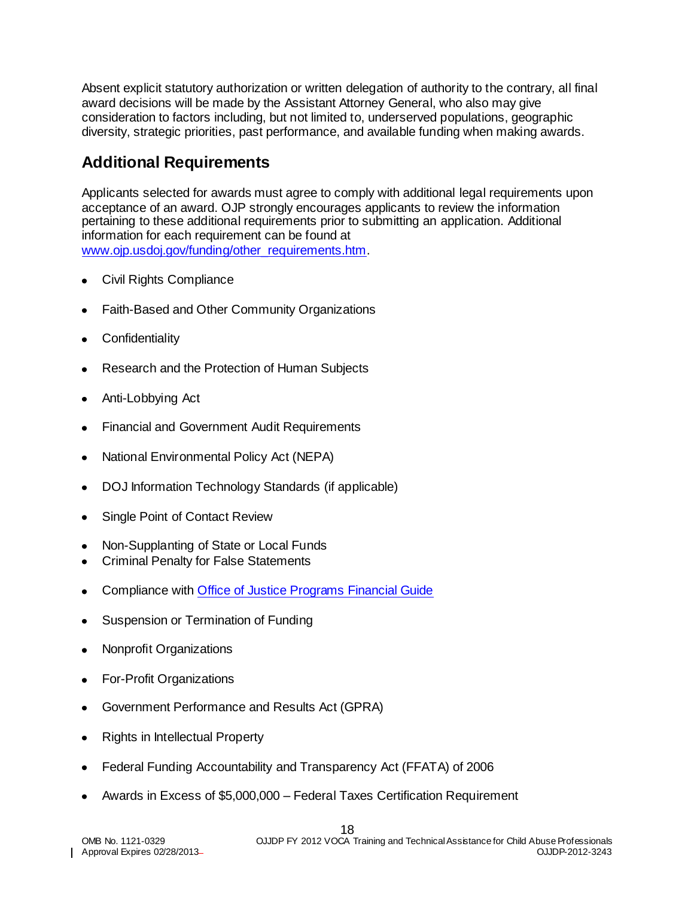Absent explicit statutory authorization or written delegation of authority to the contrary, all final award decisions will be made by the Assistant Attorney General, who also may give consideration to factors including, but not limited to, underserved populations, geographic diversity, strategic priorities, past performance, and available funding when making awards.

## Additional Requirements

Applicants selected for awards must agree to comply with additional legal requirements upon acceptance of an award. OJP strongly encourages applicants to review the information pertaining to these additional requirements prior to submitting an application. Additional information for each requirement can be found at [www.ojp.usdoj.gov/funding/other_requirements.htm](www.ojp.usdoj.gov/funding/other_requirements.htm).

- Civil Rights Compliance
- Faith-Based and Other Community Organizations
- Confidentiality
- Research and the Protection of Human Subjects
- Anti-Lobbying Act
- Financial and Government Audit Requirements
- National Environmental Policy Act (NEPA)
- DOJ Information Technology Standards (if applicable)
- Single Point of Contact Review
- Non-Supplanting of State or Local Funds
- Criminal Penalty for False Statements
- Compliance with Office of Justice Programs Financial Guide
- Suspension or Termination of Funding
- Nonprofit Organizations
- For-Profit Organizations
- Government Performance and Results Act (GPRA)
- Rights in Intellectual Property
- Federal Funding Accountability and Transparency Act (FFATA) of 2006
- Awards in Excess of $5,000,000 – Federal Taxes Certification Requirement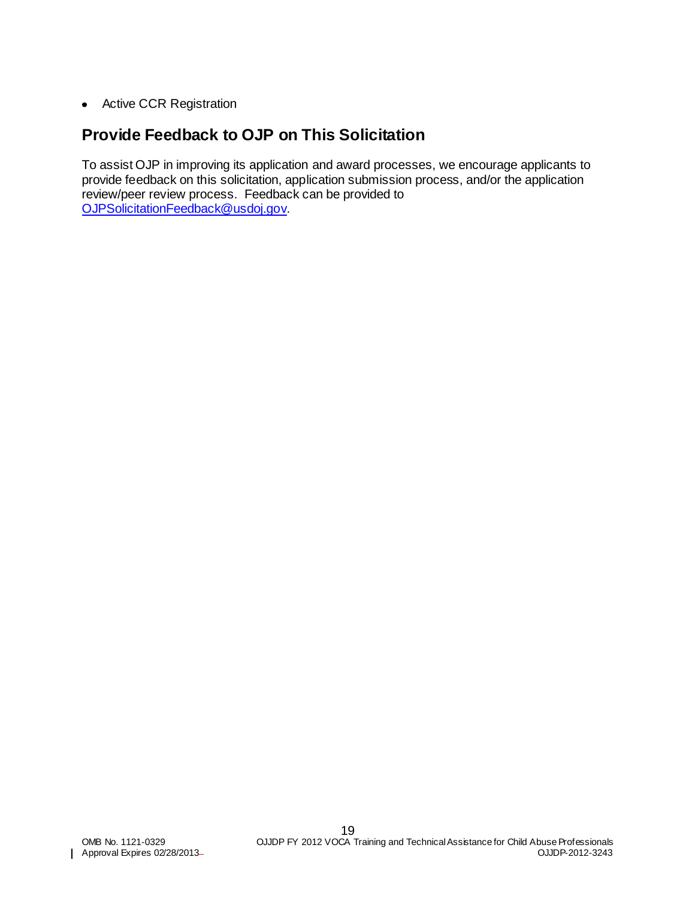- Active CCR Registration

## Provide Feedback to OJP on This Solicitation

To assist OJP in improving its application and award processes, we encourage applicants to provide feedback on this solicitation, application submission process, and/or the application review/peer review process. Feedback can be provided to [OJPSolicitationFeedback@usdoj.gov](mailto:OJPSolicitationFeedback@usdoj.gov).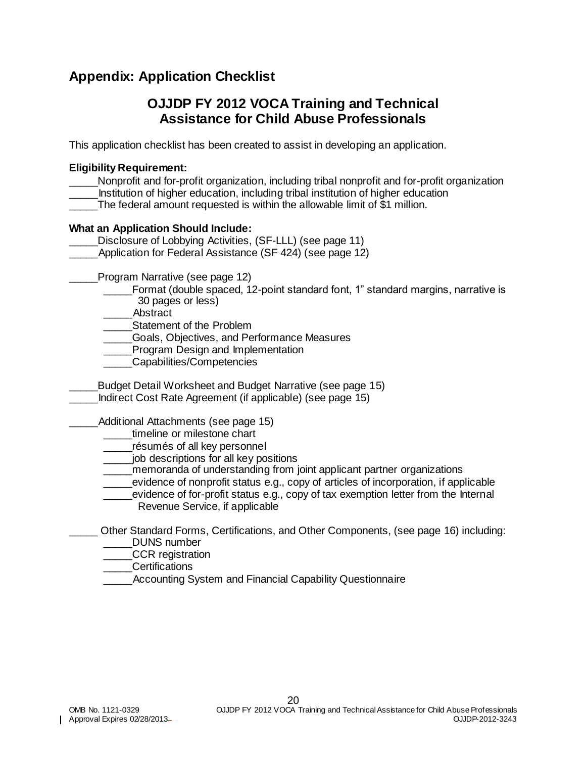## Appendix: Application Checklist

### OJJDP FY 2012 VOCA Training and Technical Assistance for Child Abuse Professionals

This application checklist has been created to assist in developing an application.

**Eligibility Requirement:**

_____Nonprofit and for-profit organization, including tribal nonprofit and for-profit organization
_____Institution of higher education, including tribal institution of higher education
_____The federal amount requested is within the allowable limit of $1 million.

**What an Application Should Include:**

_____Disclosure of Lobbying Activities, (SF-LLL) (see page 11)
_____Application for Federal Assistance (SF 424) (see page 12)

_____Program Narrative (see page 12)
- _____Format (double spaced, 12-point standard font, 1" standard margins, narrative is 30 pages or less)
- _____Abstract
- _____Statement of the Problem
- _____Goals, Objectives, and Performance Measures
- _____Program Design and Implementation
- _____Capabilities/Competencies

_____Budget Detail Worksheet and Budget Narrative (see page 15)
_____Indirect Cost Rate Agreement (if applicable) (see page 15)

_____Additional Attachments (see page 15)
- _____timeline or milestone chart
- _____résumés of all key personnel
- _____job descriptions for all key positions
- _____memoranda of understanding from joint applicant partner organizations
- _____evidence of nonprofit status e.g., copy of articles of incorporation, if applicable
- _____evidence of for-profit status e.g., copy of tax exemption letter from the Internal Revenue Service, if applicable

_____ Other Standard Forms, Certifications, and Other Components, (see page 16) including:
- _____DUNS number
- _____CCR registration
- _____Certifications
- _____Accounting System and Financial Capability Questionnaire